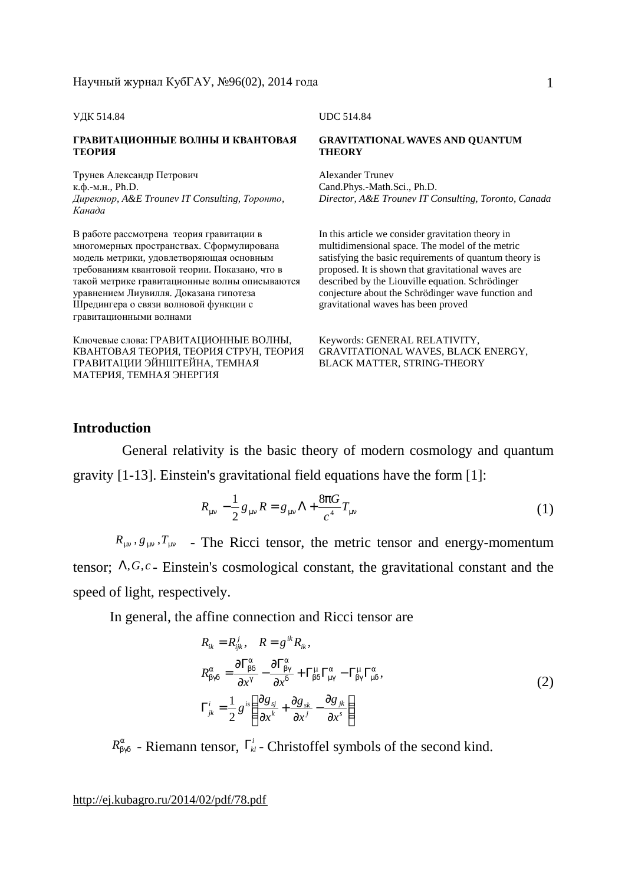УДК 514.84

UDC 514.84

## ГРАВИТАЦИОННЫЕ ВОЛНЫ И КВАНТОВАЯ ТЕОРИЯ

## GRAVITATIONAL WAVES AND QUANTUM THEORY

Трунев Александр Петрович
к.ф.-м.н., Ph.D.
*Директор, A&E Trounev IT Consulting, Торонто, Канада*

Alexander Trunev
Cand.Phys.-Math.Sci., Ph.D.
*Director, A&E Trounev IT Consulting, Toronto, Canada*

В работе рассмотрена теория гравитации в многомерных пространствах. Сформулирована модель метрики, удовлетворяющая основным требованиям квантовой теории. Показано, что в такой метрике гравитационные волны описываются уравнением Лиувилля. Доказана гипотеза Шредингера о связи волновой функции с гравитационными волнами

In this article we consider gravitation theory in multidimensional space. The model of the metric satisfying the basic requirements of quantum theory is proposed. It is shown that gravitational waves are described by the Liouville equation. Schrödinger conjecture about the Schrödinger wave function and gravitational waves has been proved

Ключевые слова: ГРАВИТАЦИОННЫЕ ВОЛНЫ, КВАНТОВАЯ ТЕОРИЯ, ТЕОРИЯ СТРУН, ТЕОРИЯ ГРАВИТАЦИИ ЭЙНШТЕЙНА, ТЕМНАЯ МАТЕРИЯ, ТЕМНАЯ ЭНЕРГИЯ

Keywords: GENERAL RELATIVITY, GRAVITATIONAL WAVES, BLACK ENERGY, BLACK MATTER, STRING-THEORY

## Introduction

General relativity is the basic theory of modern cosmology and quantum gravity [1-13]. Einstein's gravitational field equations have the form [1]:

$$R_{\mu\nu} - \frac{1}{2} g_{\mu\nu} R = g_{\mu\nu} \Lambda + \frac{8\pi G}{c^4} T_{\mu\nu} \tag{1}$$

$R_{\mu\nu}, g_{\mu\nu}, T_{\mu\nu}$ - The Ricci tensor, the metric tensor and energy-momentum tensor; $\Lambda, G, c$ - Einstein's cosmological constant, the gravitational constant and the speed of light, respectively.

In general, the affine connection and Ricci tensor are

$$\begin{aligned}
&R_{ik} = R^j_{ijk}, \quad R = g^{ik} R_{ik}, \\
&R^\alpha_{\beta\gamma\delta} = \frac{\partial \Gamma^\alpha_{\beta\delta}}{\partial x^\gamma} - \frac{\partial \Gamma^\alpha_{\beta\gamma}}{\partial x^\delta} + \Gamma^\mu_{\beta\delta}\Gamma^\alpha_{\mu\gamma} - \Gamma^\mu_{\beta\gamma}\Gamma^\alpha_{\mu\delta}, \\
&\Gamma^i_{jk} = \frac{1}{2} g^{is} \left( \frac{\partial g_{sj}}{\partial x^k} + \frac{\partial g_{sk}}{\partial x^j} - \frac{\partial g_{jk}}{\partial x^s} \right)
\end{aligned} \tag{2}$$

$R^\alpha_{\beta\gamma\delta}$ - Riemann tensor, $\Gamma^i_{kl}$ - Christoffel symbols of the second kind.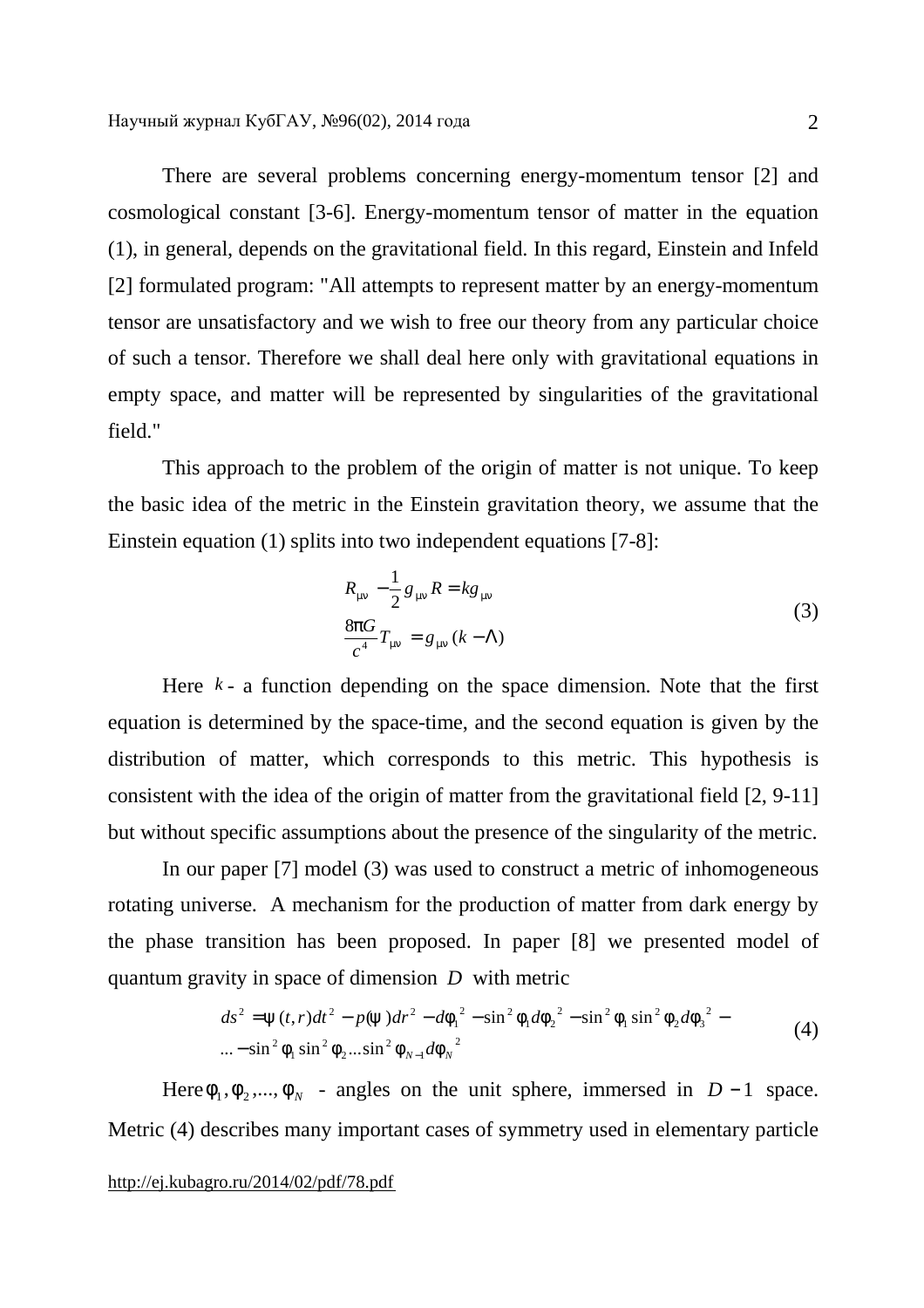There are several problems concerning energy-momentum tensor [2] and cosmological constant [3-6]. Energy-momentum tensor of matter in the equation (1), in general, depends on the gravitational field. In this regard, Einstein and Infeld [2] formulated program: "All attempts to represent matter by an energy-momentum tensor are unsatisfactory and we wish to free our theory from any particular choice of such a tensor. Therefore we shall deal here only with gravitational equations in empty space, and matter will be represented by singularities of the gravitational field."

This approach to the problem of the origin of matter is not unique. To keep the basic idea of the metric in the Einstein gravitation theory, we assume that the Einstein equation (1) splits into two independent equations [7-8]:

$$
\begin{aligned}
&R_{\mu\nu} - \frac{1}{2} g_{\mu\nu} R = k g_{\mu\nu} \\
&\frac{8\pi G}{c^4} T_{\mu\nu} = g_{\mu\nu}(k - \Lambda)
\end{aligned}
\tag{3}
$$

Here $k$ - a function depending on the space dimension. Note that the first equation is determined by the space-time, and the second equation is given by the distribution of matter, which corresponds to this metric. This hypothesis is consistent with the idea of the origin of matter from the gravitational field [2, 9-11] but without specific assumptions about the presence of the singularity of the metric.

In our paper [7] model (3) was used to construct a metric of inhomogeneous rotating universe. A mechanism for the production of matter from dark energy by the phase transition has been proposed. In paper [8] we presented model of quantum gravity in space of dimension $D$ with metric

$$
\begin{aligned}
ds^2 = &\psi(t,r) dt^2 - p(\psi) dr^2 - d\phi_1^{\,2} - \sin^2\phi_1 d\phi_2^{\,2} - \sin^2\phi_1 \sin^2\phi_2 d\phi_3^{\,2} - \\
&\ldots - \sin^2\phi_1 \sin^2\phi_2 \ldots \sin^2\phi_{N-1} d\phi_N^{\,2}
\end{aligned}
\tag{4}
$$

Here $\phi_1, \phi_2, ..., \phi_N$ - angles on the unit sphere, immersed in $D-1$ space. Metric (4) describes many important cases of symmetry used in elementary particle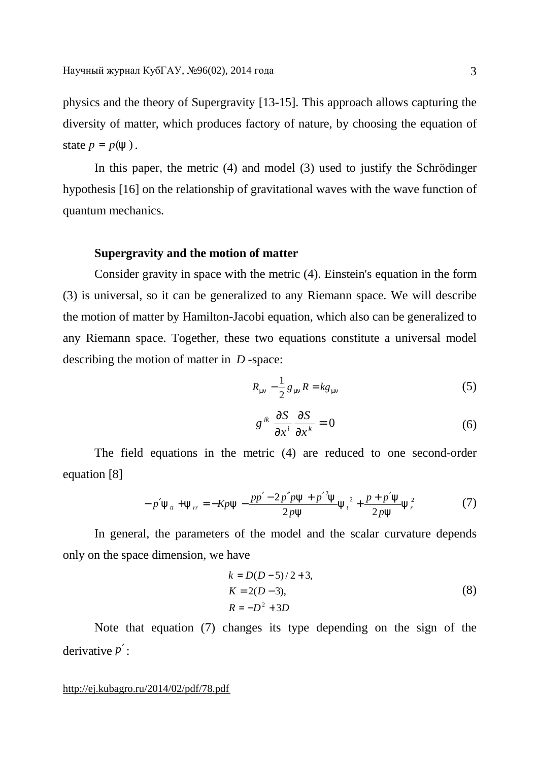physics and the theory of Supergravity [13-15]. This approach allows capturing the diversity of matter, which produces factory of nature, by choosing the equation of state $p = p(\psi)$.

In this paper, the metric (4) and model (3) used to justify the Schrödinger hypothesis [16] on the relationship of gravitational waves with the wave function of quantum mechanics.

### Supergravity and the motion of matter

Consider gravity in space with the metric (4). Einstein's equation in the form (3) is universal, so it can be generalized to any Riemann space. We will describe the motion of matter by Hamilton-Jacobi equation, which also can be generalized to any Riemann space. Together, these two equations constitute a universal model describing the motion of matter in $D$-space:

$$R_{\mu\nu} - \frac{1}{2} g_{\mu\nu} R = k g_{\mu\nu} \tag{5}$$

$$g^{ik} \frac{\partial S}{\partial x^i} \frac{\partial S}{\partial x^k} = 0 \tag{6}$$

The field equations in the metric (4) are reduced to one second-order equation [8]

$$-p'\psi_{tt} + \psi_{rr} = -Kp\psi - \frac{pp' - 2p''p\psi + p'^2\psi}{2p\psi}\psi_t^2 + \frac{p + p'\psi}{2p\psi}\psi_r^2 \tag{7}$$

In general, the parameters of the model and the scalar curvature depends only on the space dimension, we have

$$\begin{aligned} k &= D(D-5)/2 + 3, \\ K &= 2(D-3), \\ R &= -D^2 + 3D \end{aligned} \tag{8}$$

Note that equation (7) changes its type depending on the sign of the derivative $p'$: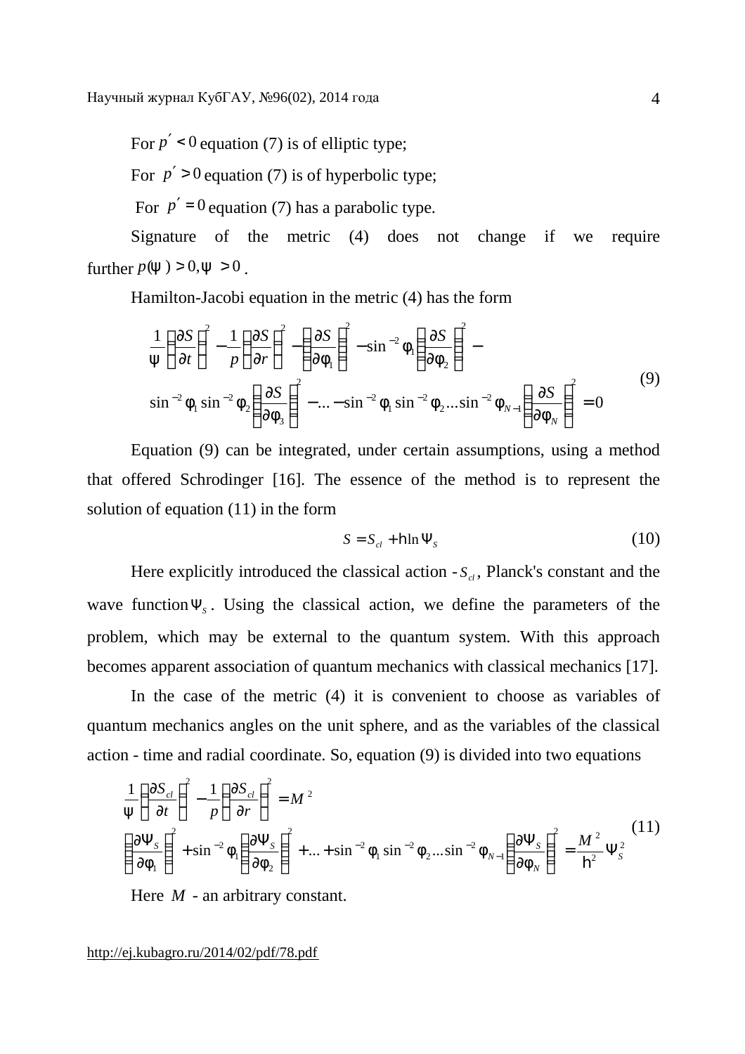For $p' < 0$ equation (7) is of elliptic type;

For $p' > 0$ equation (7) is of hyperbolic type;

For $p' = 0$ equation (7) has a parabolic type.

Signature of the metric (4) does not change if we require further $p(\psi) > 0, \psi > 0$.

Hamilton-Jacobi equation in the metric (4) has the form

$$
\begin{aligned}
&\frac{1}{\psi}\left(\frac{\partial S}{\partial t}\right)^2 - \frac{1}{p}\left(\frac{\partial S}{\partial r}\right)^2 - \left(\frac{\partial S}{\partial \phi_1}\right)^2 - \sin^{-2}\phi_1\left(\frac{\partial S}{\partial \phi_2}\right)^2 - \\
&\sin^{-2}\phi_1 \sin^{-2}\phi_2\left(\frac{\partial S}{\partial \phi_3}\right)^2 - \ldots - \sin^{-2}\phi_1 \sin^{-2}\phi_2 \ldots \sin^{-2}\phi_{N-1}\left(\frac{\partial S}{\partial \phi_N}\right)^2 = 0
\end{aligned} \tag{9}
$$

Equation (9) can be integrated, under certain assumptions, using a method that offered Schrodinger [16]. The essence of the method is to represent the solution of equation (11) in the form

$$
S = S_{cl} + \hbar \ln \Psi_S \tag{10}
$$

Here explicitly introduced the classical action - $S_{cl}$, Planck's constant and the wave function $\Psi_S$. Using the classical action, we define the parameters of the problem, which may be external to the quantum system. With this approach becomes apparent association of quantum mechanics with classical mechanics [17].

In the case of the metric (4) it is convenient to choose as variables of quantum mechanics angles on the unit sphere, and as the variables of the classical action - time and radial coordinate. So, equation (9) is divided into two equations

$$
\begin{aligned}
&\frac{1}{\psi}\left(\frac{\partial S_{cl}}{\partial t}\right)^2 - \frac{1}{p}\left(\frac{\partial S_{cl}}{\partial r}\right)^2 = M^2 \\
&\left(\frac{\partial \Psi_S}{\partial \phi_1}\right)^2 + \sin^{-2}\phi_1\left(\frac{\partial \Psi_S}{\partial \phi_2}\right)^2 + \ldots + \sin^{-2}\phi_1 \sin^{-2}\phi_2 \ldots \sin^{-2}\phi_{N-1}\left(\frac{\partial \Psi_S}{\partial \phi_N}\right)^2 = \frac{M^2}{\hbar^2}\Psi_S^2
\end{aligned} \tag{11}
$$

Here $M$ - an arbitrary constant.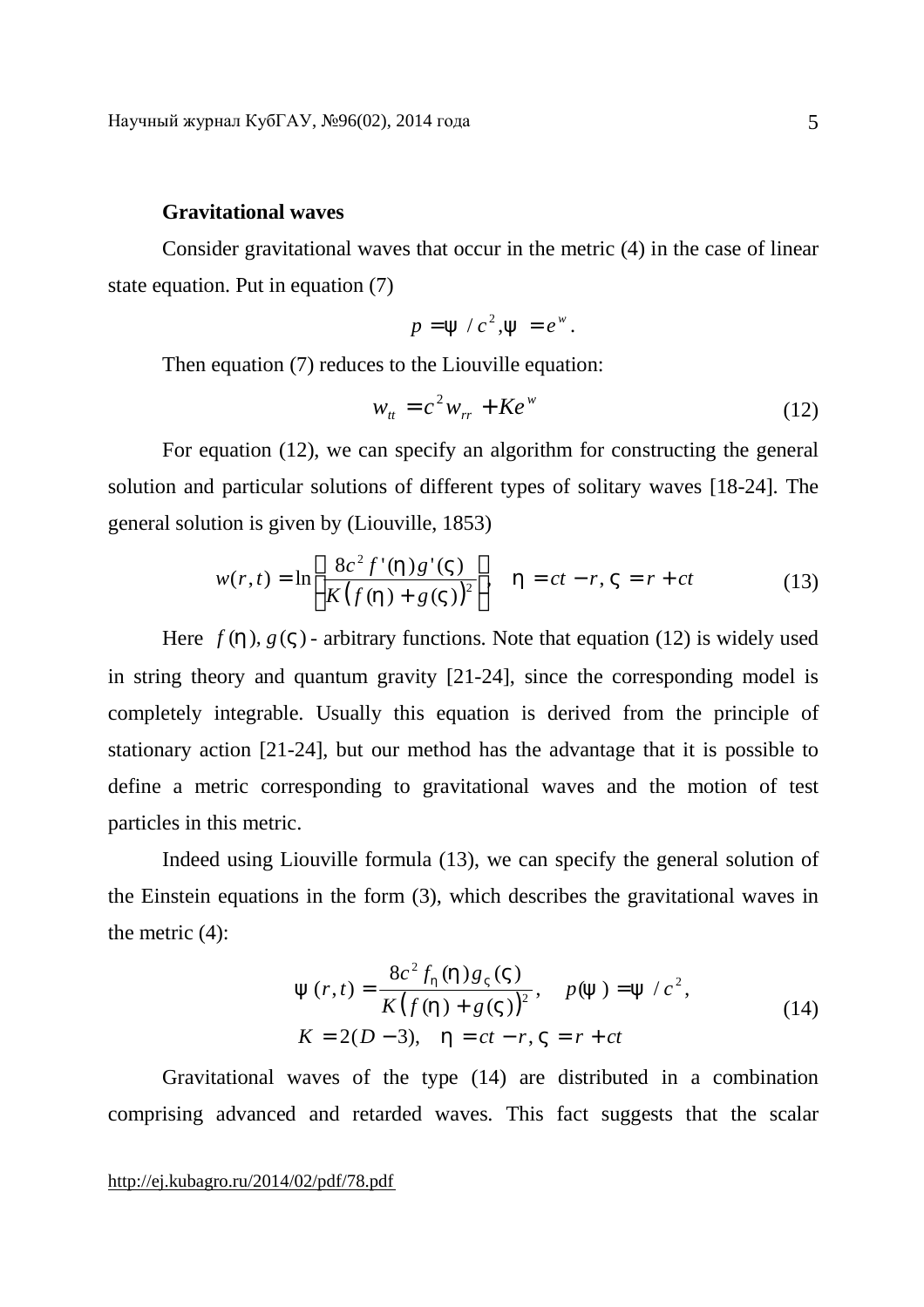**Gravitational waves**

Consider gravitational waves that occur in the metric (4) in the case of linear state equation. Put in equation (7)

$$p = \psi / c^2, \psi = e^w .$$

Then equation (7) reduces to the Liouville equation:

$$w_{tt} = c^2 w_{rr} + K e^w \tag{12}$$

For equation (12), we can specify an algorithm for constructing the general solution and particular solutions of different types of solitary waves [18-24]. The general solution is given by (Liouville, 1853)

$$w(r,t) = \ln\left[\frac{8c^2 f'(\eta) g'(\varsigma)}{K\left(f(\eta) + g(\varsigma)\right)^2}\right], \quad \eta = ct - r, \varsigma = r + ct \tag{13}$$

Here $f(\eta), g(\varsigma)$ - arbitrary functions. Note that equation (12) is widely used in string theory and quantum gravity [21-24], since the corresponding model is completely integrable. Usually this equation is derived from the principle of stationary action [21-24], but our method has the advantage that it is possible to define a metric corresponding to gravitational waves and the motion of test particles in this metric.

Indeed using Liouville formula (13), we can specify the general solution of the Einstein equations in the form (3), which describes the gravitational waves in the metric (4):

$$\begin{gathered} \psi(r,t) = \frac{8c^2 f_\eta(\eta) g_\varsigma(\varsigma)}{K\left(f(\eta) + g(\varsigma)\right)^2}, \quad p(\psi) = \psi / c^2, \\ K = 2(D-3), \quad \eta = ct - r, \varsigma = r + ct \end{gathered} \tag{14}$$

Gravitational waves of the type (14) are distributed in a combination comprising advanced and retarded waves. This fact suggests that the scalar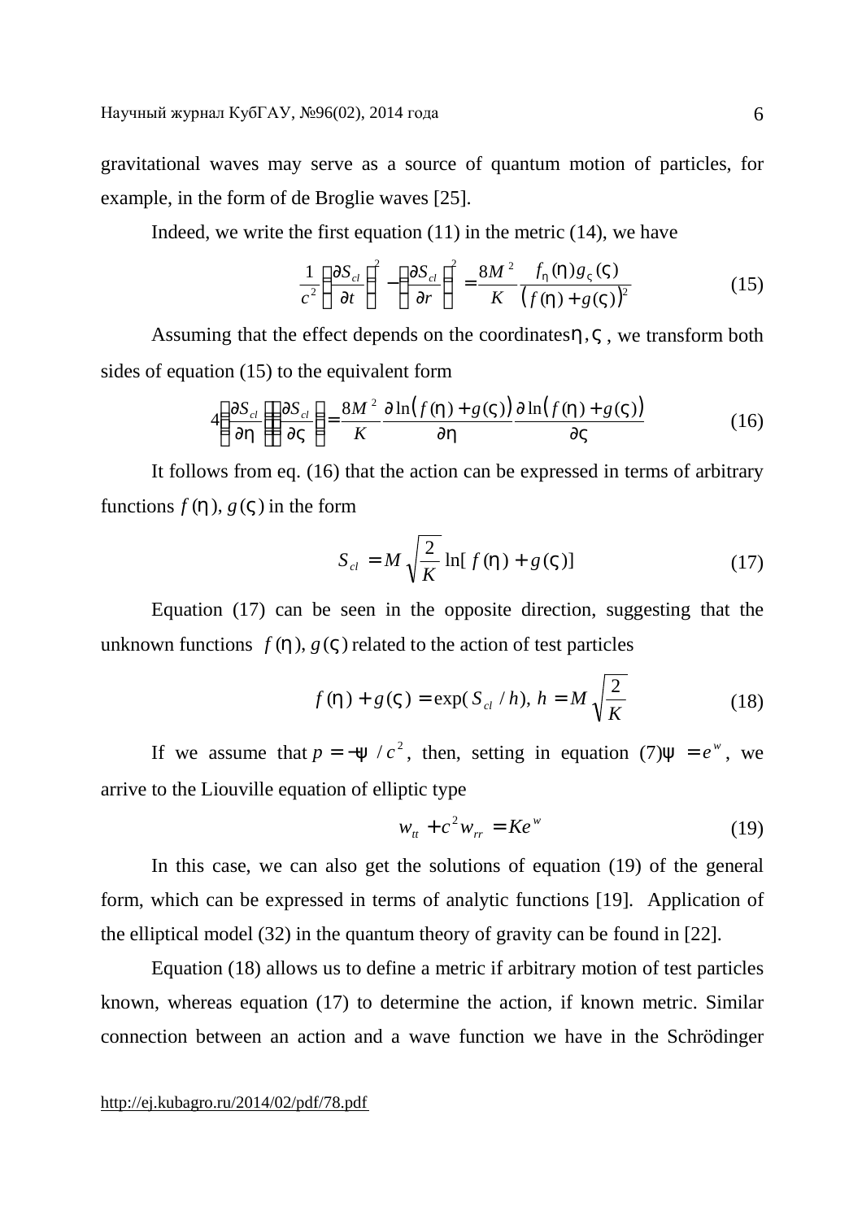gravitational waves may serve as a source of quantum motion of particles, for example, in the form of de Broglie waves [25].

Indeed, we write the first equation (11) in the metric (14), we have

$$\frac{1}{c^2}\left(\frac{\partial S_{cl}}{\partial t}\right)^2 - \left(\frac{\partial S_{cl}}{\partial r}\right)^2 = \frac{8M^2}{K}\frac{f_\eta(\eta)g_\varsigma(\varsigma)}{\left(f(\eta)+g(\varsigma)\right)^2} \tag{15}$$

Assuming that the effect depends on the coordinates $\eta, \varsigma$, we transform both sides of equation (15) to the equivalent form

$$4\left(\frac{\partial S_{cl}}{\partial \eta}\right)\left(\frac{\partial S_{cl}}{\partial \varsigma}\right) = \frac{8M^2}{K}\frac{\partial \ln\left(f(\eta)+g(\varsigma)\right)}{\partial \eta}\frac{\partial \ln\left(f(\eta)+g(\varsigma)\right)}{\partial \varsigma} \tag{16}$$

It follows from eq. (16) that the action can be expressed in terms of arbitrary functions $f(\eta)$, $g(\varsigma)$ in the form

$$S_{cl} = M\sqrt{\frac{2}{K}}\ln[f(\eta)+g(\varsigma)] \tag{17}$$

Equation (17) can be seen in the opposite direction, suggesting that the unknown functions $f(\eta)$, $g(\varsigma)$ related to the action of test particles

$$f(\eta)+g(\varsigma) = \exp(S_{cl}/h),\ h = M\sqrt{\frac{2}{K}} \tag{18}$$

If we assume that $p = -\psi / c^2$, then, setting in equation (7) $\psi = e^w$, we arrive to the Liouville equation of elliptic type

$$w_{tt} + c^2 w_{rr} = Ke^w \tag{19}$$

In this case, we can also get the solutions of equation (19) of the general form, which can be expressed in terms of analytic functions [19]. Application of the elliptical model (32) in the quantum theory of gravity can be found in [22].

Equation (18) allows us to define a metric if arbitrary motion of test particles known, whereas equation (17) to determine the action, if known metric. Similar connection between an action and a wave function we have in the Schrödinger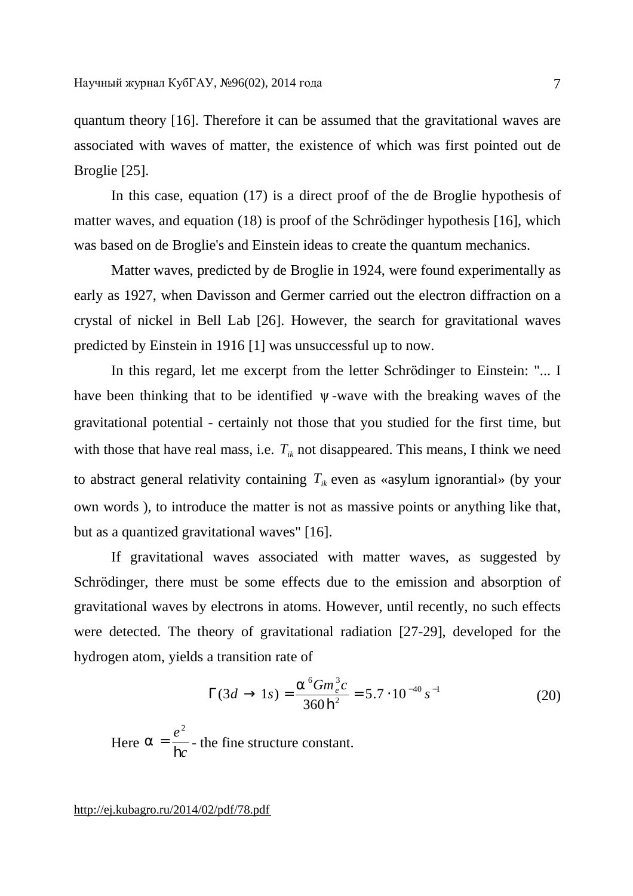quantum theory [16]. Therefore it can be assumed that the gravitational waves are associated with waves of matter, the existence of which was first pointed out de Broglie [25].

In this case, equation (17) is a direct proof of the de Broglie hypothesis of matter waves, and equation (18) is proof of the Schrödinger hypothesis [16], which was based on de Broglie's and Einstein ideas to create the quantum mechanics.

Matter waves, predicted by de Broglie in 1924, were found experimentally as early as 1927, when Davisson and Germer carried out the electron diffraction on a crystal of nickel in Bell Lab [26]. However, the search for gravitational waves predicted by Einstein in 1916 [1] was unsuccessful up to now.

In this regard, let me excerpt from the letter Schrödinger to Einstein: "... I have been thinking that to be identified $\psi$-wave with the breaking waves of the gravitational potential - certainly not those that you studied for the first time, but with those that have real mass, i.e. $T_{ik}$ not disappeared. This means, I think we need to abstract general relativity containing $T_{ik}$ even as «asylum ignorantial» (by your own words ), to introduce the matter is not as massive points or anything like that, but as a quantized gravitational waves" [16].

If gravitational waves associated with matter waves, as suggested by Schrödinger, there must be some effects due to the emission and absorption of gravitational waves by electrons in atoms. However, until recently, no such effects were detected. The theory of gravitational radiation [27-29], developed for the hydrogen atom, yields a transition rate of

$$\Gamma(3d \to 1s) = \frac{\alpha^6 G m_e^3 c}{360 \hbar^2} = 5.7 \cdot 10^{-40} s^{-1} \tag{20}$$

Here $\alpha = \dfrac{e^2}{\hbar c}$ - the fine structure constant.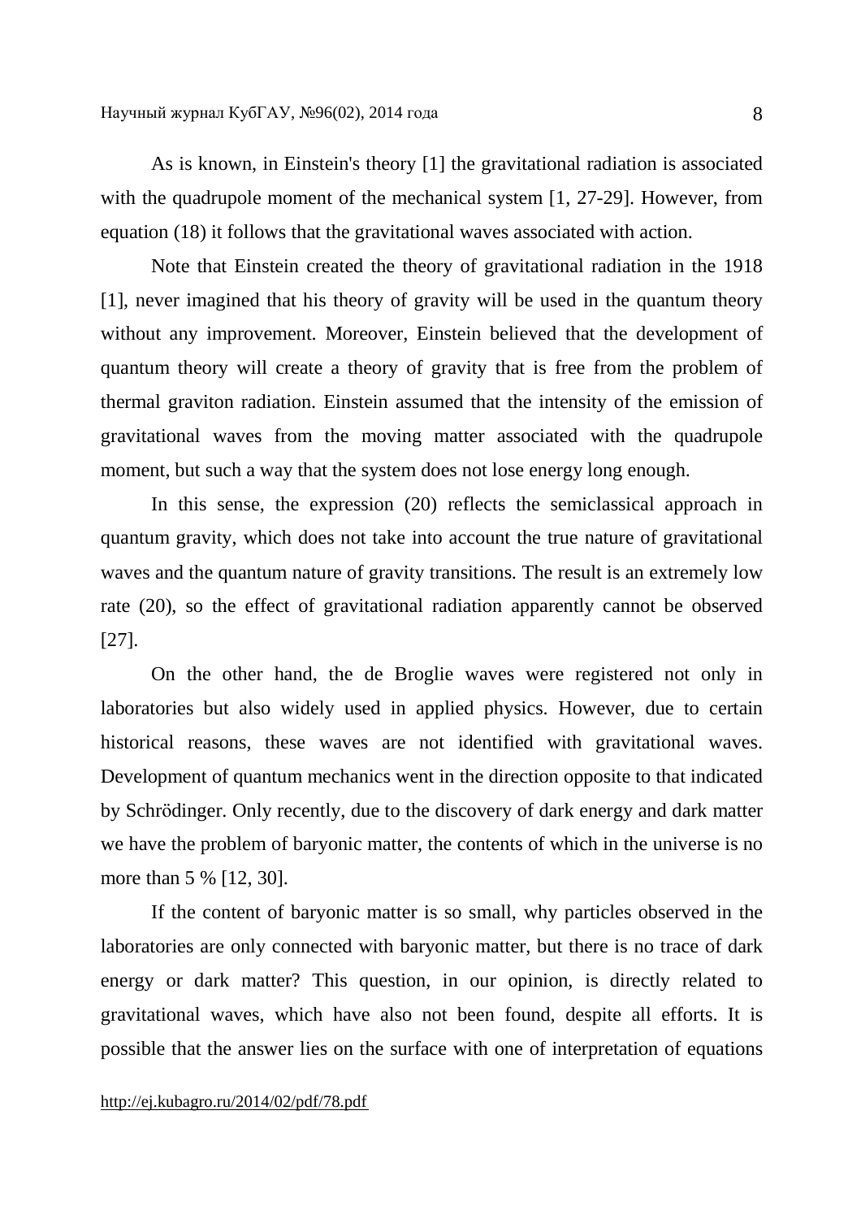As is known, in Einstein's theory [1] the gravitational radiation is associated with the quadrupole moment of the mechanical system [1, 27-29]. However, from equation (18) it follows that the gravitational waves associated with action.

Note that Einstein created the theory of gravitational radiation in the 1918 [1], never imagined that his theory of gravity will be used in the quantum theory without any improvement. Moreover, Einstein believed that the development of quantum theory will create a theory of gravity that is free from the problem of thermal graviton radiation. Einstein assumed that the intensity of the emission of gravitational waves from the moving matter associated with the quadrupole moment, but such a way that the system does not lose energy long enough.

In this sense, the expression (20) reflects the semiclassical approach in quantum gravity, which does not take into account the true nature of gravitational waves and the quantum nature of gravity transitions. The result is an extremely low rate (20), so the effect of gravitational radiation apparently cannot be observed [27].

On the other hand, the de Broglie waves were registered not only in laboratories but also widely used in applied physics. However, due to certain historical reasons, these waves are not identified with gravitational waves. Development of quantum mechanics went in the direction opposite to that indicated by Schrödinger. Only recently, due to the discovery of dark energy and dark matter we have the problem of baryonic matter, the contents of which in the universe is no more than 5 % [12, 30].

If the content of baryonic matter is so small, why particles observed in the laboratories are only connected with baryonic matter, but there is no trace of dark energy or dark matter? This question, in our opinion, is directly related to gravitational waves, which have also not been found, despite all efforts. It is possible that the answer lies on the surface with one of interpretation of equations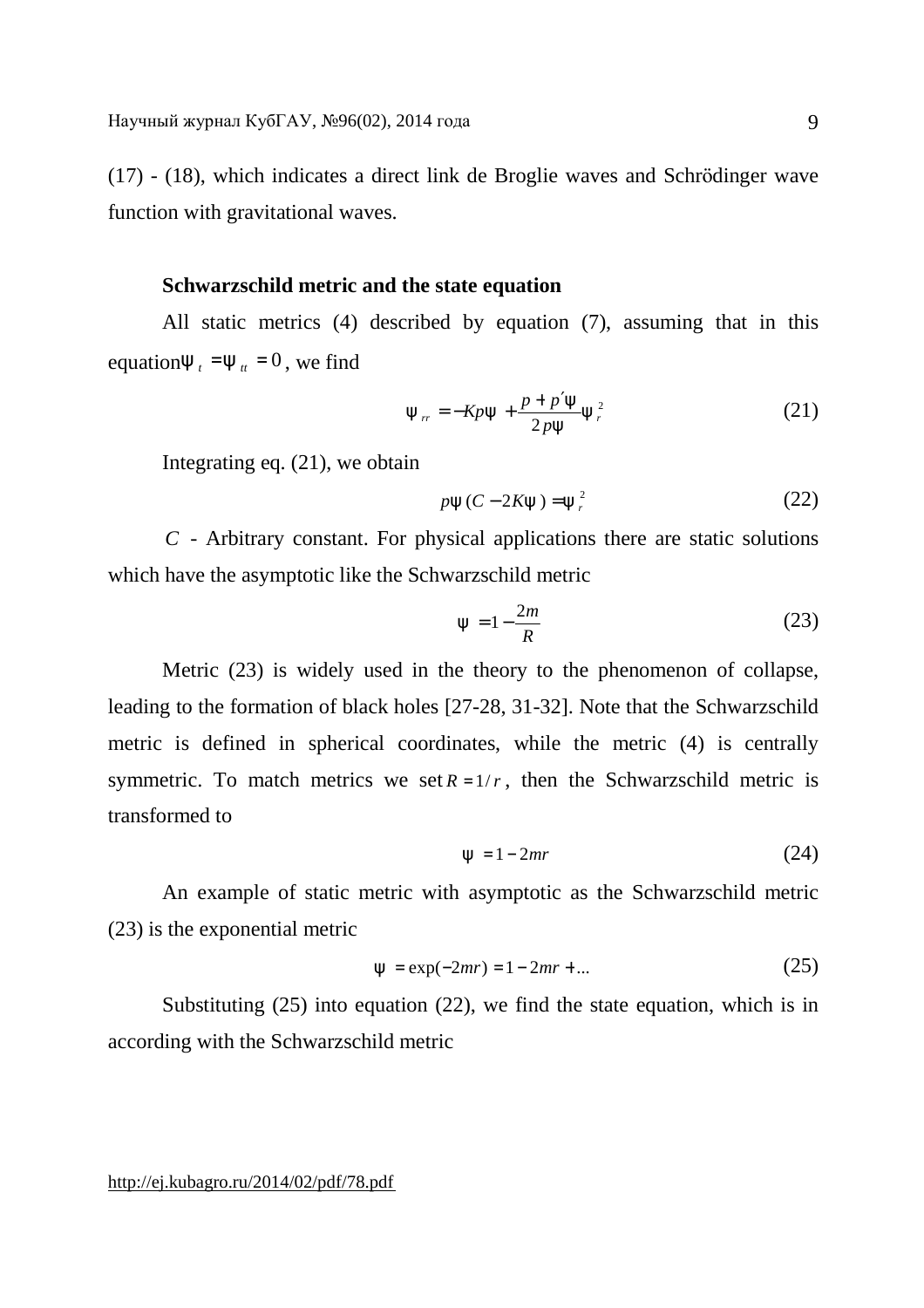(17) - (18), which indicates a direct link de Broglie waves and Schrödinger wave function with gravitational waves.

### Schwarzschild metric and the state equation

All static metrics (4) described by equation (7), assuming that in this equation $\psi_t = \psi_{tt} = 0$, we find

$$\psi_{rr} = -Kp\psi + \frac{p + p'\psi}{2p\psi}\psi_r^2 \tag{21}$$

Integrating eq. (21), we obtain

$$p\psi(C - 2K\psi) = \psi_r^2 \tag{22}$$

$C$ - Arbitrary constant. For physical applications there are static solutions which have the asymptotic like the Schwarzschild metric

$$\psi = 1 - \frac{2m}{R} \tag{23}$$

Metric (23) is widely used in the theory to the phenomenon of collapse, leading to the formation of black holes [27-28, 31-32]. Note that the Schwarzschild metric is defined in spherical coordinates, while the metric (4) is centrally symmetric. To match metrics we set $R = 1/r$, then the Schwarzschild metric is transformed to

$$\psi = 1 - 2mr \tag{24}$$

An example of static metric with asymptotic as the Schwarzschild metric (23) is the exponential metric

$$\psi = \exp(-2mr) = 1 - 2mr + ... \tag{25}$$

Substituting (25) into equation (22), we find the state equation, which is in according with the Schwarzschild metric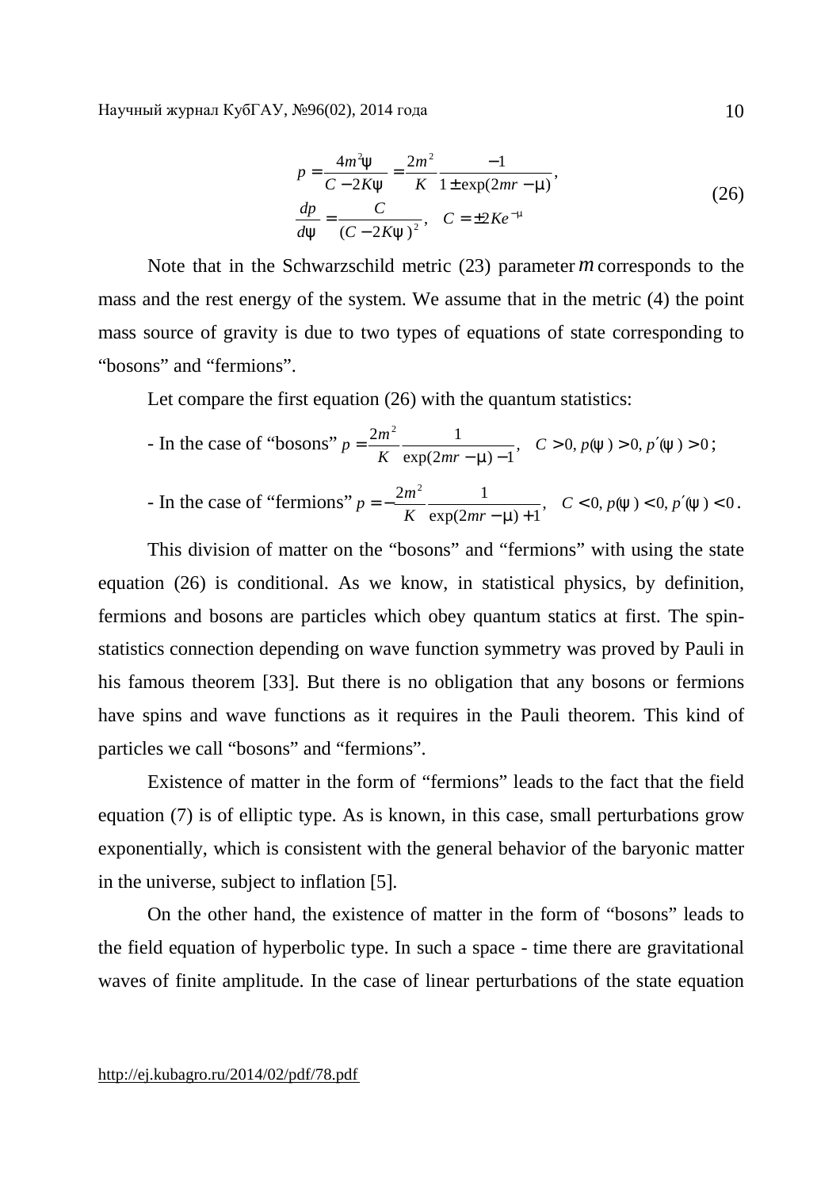$$p = \frac{4m^2\psi}{C - 2K\psi} = \frac{2m^2}{K}\frac{-1}{1 \pm \exp(2mr - \mu)},$$
$$\frac{dp}{d\psi} = \frac{C}{(C - 2K\psi)^2}, \quad C = \pm 2Ke^{-\mu} \tag{26}$$

Note that in the Schwarzschild metric (23) parameter $m$ corresponds to the mass and the rest energy of the system. We assume that in the metric (4) the point mass source of gravity is due to two types of equations of state corresponding to "bosons" and "fermions".

Let compare the first equation (26) with the quantum statistics:

- In the case of "bosons" $p = \frac{2m^2}{K}\frac{1}{\exp(2mr - \mu) - 1}, \quad C > 0, p(\psi) > 0, p'(\psi) > 0$;

- In the case of "fermions" $p = -\frac{2m^2}{K}\frac{1}{\exp(2mr - \mu) + 1}, \quad C < 0, p(\psi) < 0, p'(\psi) < 0$.

This division of matter on the "bosons" and "fermions" with using the state equation (26) is conditional. As we know, in statistical physics, by definition, fermions and bosons are particles which obey quantum statics at first. The spin-statistics connection depending on wave function symmetry was proved by Pauli in his famous theorem [33]. But there is no obligation that any bosons or fermions have spins and wave functions as it requires in the Pauli theorem. This kind of particles we call "bosons" and "fermions".

Existence of matter in the form of "fermions" leads to the fact that the field equation (7) is of elliptic type. As is known, in this case, small perturbations grow exponentially, which is consistent with the general behavior of the baryonic matter in the universe, subject to inflation [5].

On the other hand, the existence of matter in the form of "bosons" leads to the field equation of hyperbolic type. In such a space - time there are gravitational waves of finite amplitude. In the case of linear perturbations of the state equation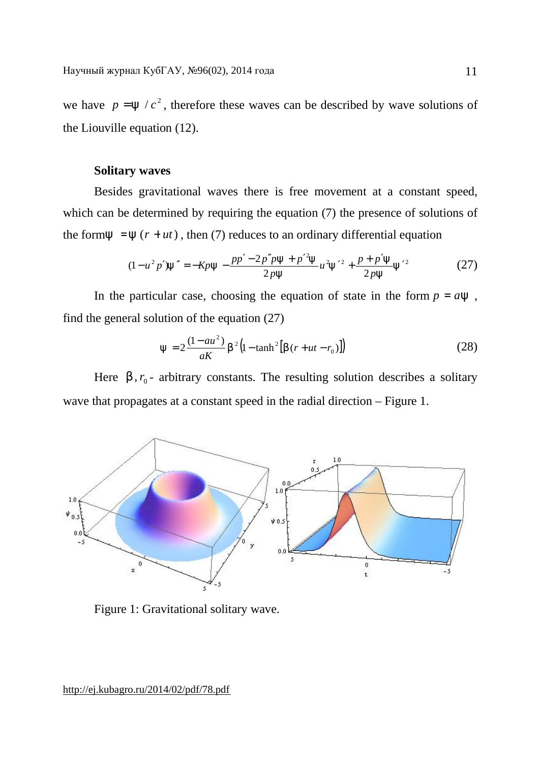we have $p = \psi / c^2$, therefore these waves can be described by wave solutions of the Liouville equation (12).

**Solitary waves**

Besides gravitational waves there is free movement at a constant speed, which can be determined by requiring the equation (7) the presence of solutions of the form $\psi = \psi(r + ut)$, then (7) reduces to an ordinary differential equation

$$(1 - u^2 p')\psi'' = -Kp\psi - \frac{pp' - 2p''p\psi + p'^2\psi}{2p\psi}u^2\psi'^2 + \frac{p + p'\psi}{2p\psi}\psi'^2 \tag{27}$$

In the particular case, choosing the equation of state in the form $p = a\psi$, find the general solution of the equation (27)

$$\psi = 2\frac{(1 - au^2)}{aK}\beta^2\left(1 - \tanh^2[\beta(r + ut - r_0)]\right) \tag{28}$$

Here $\beta, r_0$ - arbitrary constants. The resulting solution describes a solitary wave that propagates at a constant speed in the radial direction – Figure 1.

Figure 1: Gravitational solitary wave.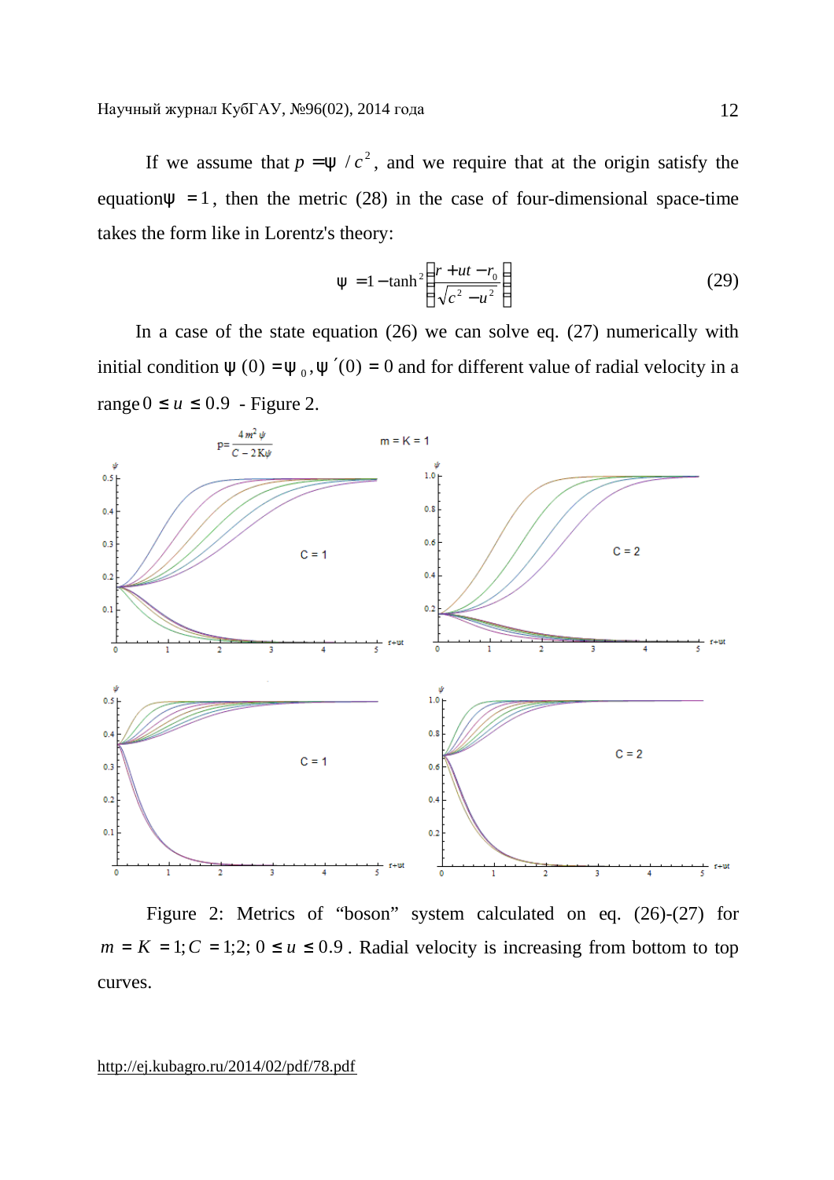If we assume that $p = \psi / c^2$, and we require that at the origin satisfy the equation $\psi = 1$, then the metric (28) in the case of four-dimensional space-time takes the form like in Lorentz's theory:

$$\psi = 1 - \tanh^2\left(\frac{r + ut - r_0}{\sqrt{c^2 - u^2}}\right) \tag{29}$$

In a case of the state equation (26) we can solve eq. (27) numerically with initial condition $\psi(0) = \psi_0, \psi'(0) = 0$ and for different value of radial velocity in a range $0 \le u \le 0.9$ - Figure 2.

Figure 2: Metrics of "boson" system calculated on eq. (26)-(27) for $m = K = 1; C = 1;2;\ 0 \le u \le 0.9$. Radial velocity is increasing from bottom to top curves.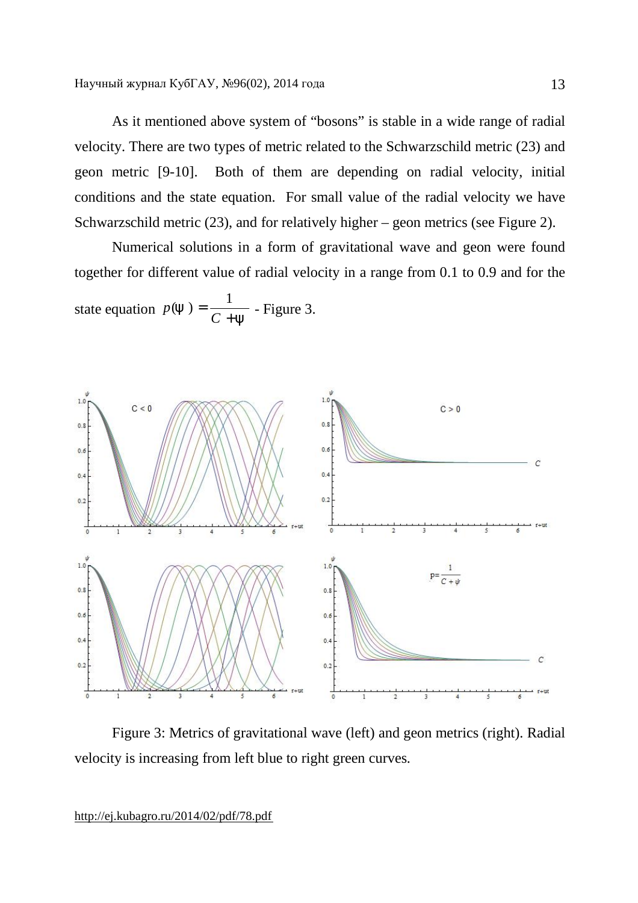As it mentioned above system of "bosons" is stable in a wide range of radial velocity. There are two types of metric related to the Schwarzschild metric (23) and geon metric [9-10]. Both of them are depending on radial velocity, initial conditions and the state equation. For small value of the radial velocity we have Schwarzschild metric (23), and for relatively higher – geon metrics (see Figure 2).

Numerical solutions in a form of gravitational wave and geon were found together for different value of radial velocity in a range from 0.1 to 0.9 and for the state equation $p(\psi) = \frac{1}{C + \psi}$ - Figure 3.

Figure 3: Metrics of gravitational wave (left) and geon metrics (right). Radial velocity is increasing from left blue to right green curves.

http://ej.kubagro.ru/2014/02/pdf/78.pdf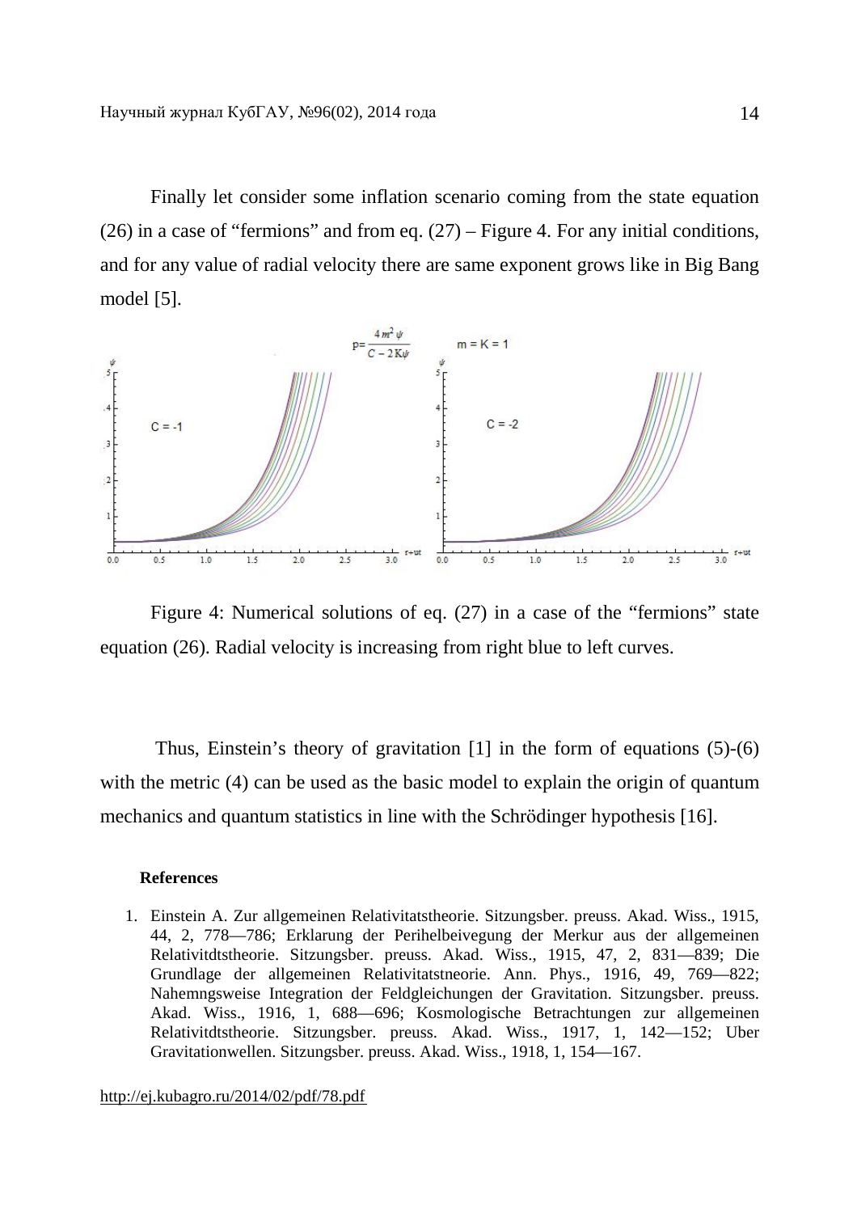Finally let consider some inflation scenario coming from the state equation (26) in a case of “fermions” and from eq. (27) – Figure 4. For any initial conditions, and for any value of radial velocity there are same exponent grows like in Big Bang model [5].

Figure 4: Numerical solutions of eq. (27) in a case of the “fermions” state equation (26). Radial velocity is increasing from right blue to left curves.

Thus, Einstein’s theory of gravitation [1] in the form of equations (5)-(6) with the metric (4) can be used as the basic model to explain the origin of quantum mechanics and quantum statistics in line with the Schrödinger hypothesis [16].

**References**

1. Einstein A. Zur allgemeinen Relativitatstheorie. Sitzungsber. preuss. Akad. Wiss., 1915, 44, 2, 778—786; Erklarung der Perihelbeivegung der Merkur aus der allgemeinen Relativitdtstheorie. Sitzungsber. preuss. Akad. Wiss., 1915, 47, 2, 831—839; Die Grundlage der allgemeinen Relativitatstneorie. Ann. Phys., 1916, 49, 769—822; Nahemngsweise Integration der Feldgleichungen der Gravitation. Sitzungsber. preuss. Akad. Wiss., 1916, 1, 688—696; Kosmologische Betrachtungen zur allgemeinen Relativitdtstheorie. Sitzungsber. preuss. Akad. Wiss., 1917, 1, 142—152; Uber Gravitationwellen. Sitzungsber. preuss. Akad. Wiss., 1918, 1, 154—167.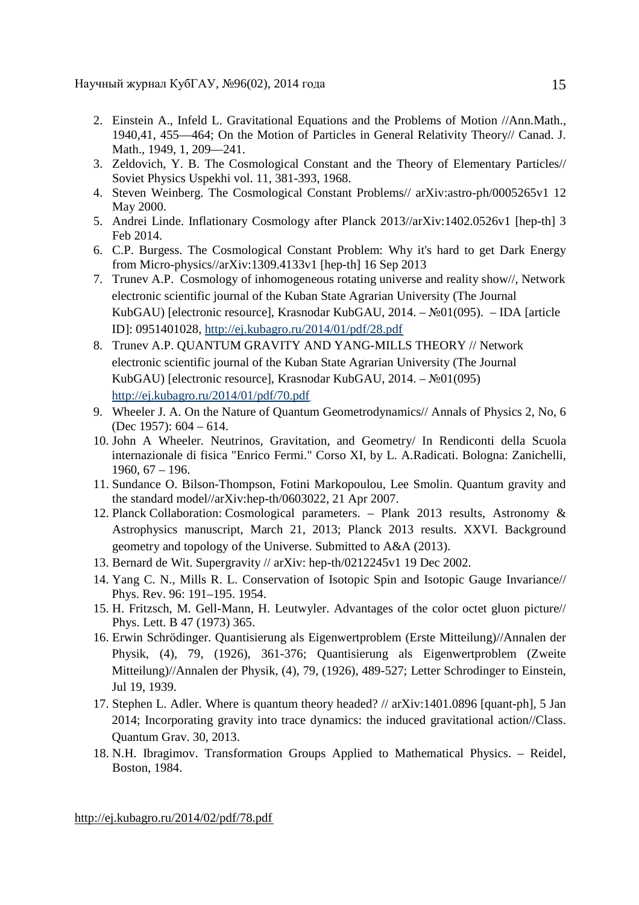2. Einstein A., Infeld L. Gravitational Equations and the Problems of Motion //Ann.Math., 1940,41, 455—464; On the Motion of Particles in General Relativity Theory// Canad. J. Math., 1949, 1, 209—241.
3. Zeldovich, Y. B. The Cosmological Constant and the Theory of Elementary Particles// Soviet Physics Uspekhi vol. 11, 381-393, 1968.
4. Steven Weinberg. The Cosmological Constant Problems// arXiv:astro-ph/0005265v1 12 May 2000.
5. Andrei Linde. Inflationary Cosmology after Planck 2013//arXiv:1402.0526v1 [hep-th] 3 Feb 2014.
6. C.P. Burgess. The Cosmological Constant Problem: Why it's hard to get Dark Energy from Micro-physics//arXiv:1309.4133v1 [hep-th] 16 Sep 2013
7. Trunev A.P. Cosmology of inhomogeneous rotating universe and reality show//, Network electronic scientific journal of the Kuban State Agrarian University (The Journal KubGAU) [electronic resource], Krasnodar KubGAU, 2014. – №01(095). – IDA [article ID]: 0951401028, http://ej.kubagro.ru/2014/01/pdf/28.pdf
8. Trunev A.P. QUANTUM GRAVITY AND YANG-MILLS THEORY // Network electronic scientific journal of the Kuban State Agrarian University (The Journal KubGAU) [electronic resource], Krasnodar KubGAU, 2014. – №01(095) http://ej.kubagro.ru/2014/01/pdf/70.pdf
9. Wheeler J. A. On the Nature of Quantum Geometrodynamics// Annals of Physics 2, No, 6 (Dec 1957): 604 – 614.
10. John A Wheeler. Neutrinos, Gravitation, and Geometry/ In Rendiconti della Scuola internazionale di fisica "Enrico Fermi." Corso XI, by L. A.Radicati. Bologna: Zanichelli, 1960, 67 – 196.
11. Sundance O. Bilson-Thompson, Fotini Markopoulou, Lee Smolin. Quantum gravity and the standard model//arXiv:hep-th/0603022, 21 Apr 2007.
12. Planck Collaboration: Cosmological parameters. – Plank 2013 results, Astronomy & Astrophysics manuscript, March 21, 2013; Planck 2013 results. XXVI. Background geometry and topology of the Universe. Submitted to A&A (2013).
13. Bernard de Wit. Supergravity // arXiv: hep-th/0212245v1 19 Dec 2002.
14. Yang C. N., Mills R. L. Conservation of Isotopic Spin and Isotopic Gauge Invariance// Phys. Rev. 96: 191–195. 1954.
15. H. Fritzsch, M. Gell-Mann, H. Leutwyler. Advantages of the color octet gluon picture// Phys. Lett. B 47 (1973) 365.
16. Erwin Schrödinger. Quantisierung als Eigenwertproblem (Erste Mitteilung)//Annalen der Physik, (4), 79, (1926), 361-376; Quantisierung als Eigenwertproblem (Zweite Mitteilung)//Annalen der Physik, (4), 79, (1926), 489-527; Letter Schrodinger to Einstein, Jul 19, 1939.
17. Stephen L. Adler. Where is quantum theory headed? // arXiv:1401.0896 [quant-ph], 5 Jan 2014; Incorporating gravity into trace dynamics: the induced gravitational action//Class. Quantum Grav. 30, 2013.
18. N.H. Ibragimov. Transformation Groups Applied to Mathematical Physics. – Reidel, Boston, 1984.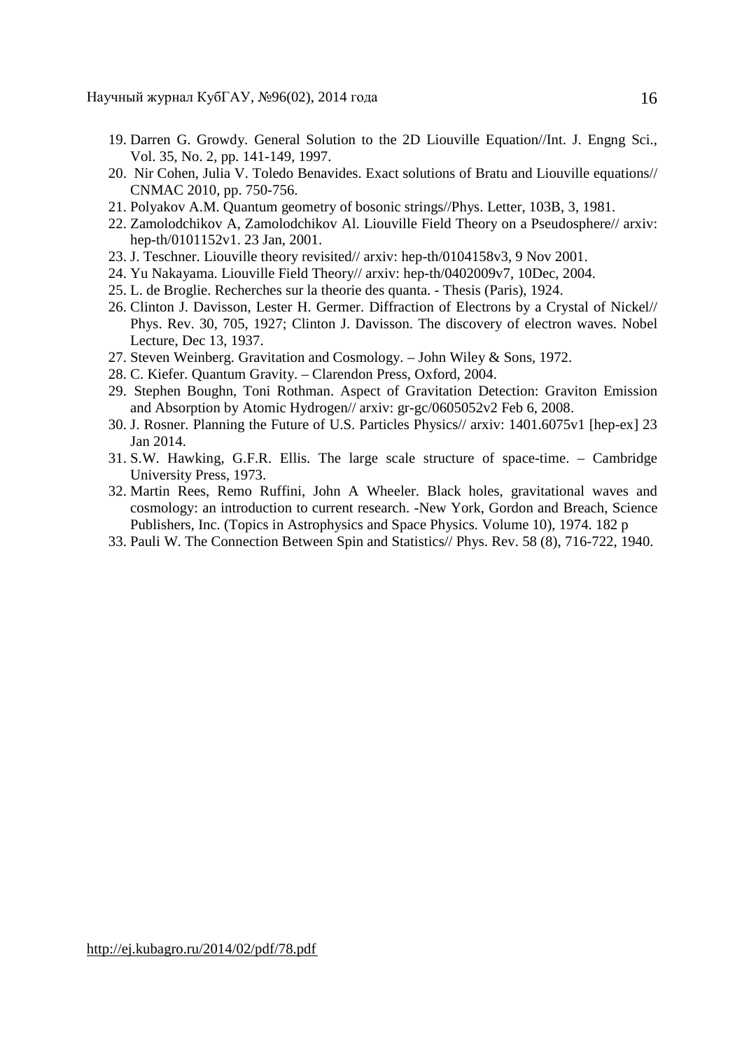19. Darren G. Growdy. General Solution to the 2D Liouville Equation//Int. J. Engng Sci., Vol. 35, No. 2, pp. 141-149, 1997.
20. Nir Cohen, Julia V. Toledo Benavides. Exact solutions of Bratu and Liouville equations// CNMAC 2010, pp. 750-756.
21. Polyakov A.M. Quantum geometry of bosonic strings//Phys. Letter, 103B, 3, 1981.
22. Zamolodchikov A, Zamolodchikov Al. Liouville Field Theory on a Pseudosphere// arxiv: hep-th/0101152v1. 23 Jan, 2001.
23. J. Teschner. Liouville theory revisited// arxiv: hep-th/0104158v3, 9 Nov 2001.
24. Yu Nakayama. Liouville Field Theory// arxiv: hep-th/0402009v7, 10Dec, 2004.
25. L. de Broglie. Recherches sur la theorie des quanta. - Thesis (Paris), 1924.
26. Clinton J. Davisson, Lester H. Germer. Diffraction of Electrons by a Crystal of Nickel// Phys. Rev. 30, 705, 1927; Clinton J. Davisson. The discovery of electron waves. Nobel Lecture, Dec 13, 1937.
27. Steven Weinberg. Gravitation and Cosmology. – John Wiley & Sons, 1972.
28. C. Kiefer. Quantum Gravity. – Clarendon Press, Oxford, 2004.
29. Stephen Boughn, Toni Rothman. Aspect of Gravitation Detection: Graviton Emission and Absorption by Atomic Hydrogen// arxiv: gr-gc/0605052v2 Feb 6, 2008.
30. J. Rosner. Planning the Future of U.S. Particles Physics// arxiv: 1401.6075v1 [hep-ex] 23 Jan 2014.
31. S.W. Hawking, G.F.R. Ellis. The large scale structure of space-time. – Cambridge University Press, 1973.
32. Martin Rees, Remo Ruffini, John A Wheeler. Black holes, gravitational waves and cosmology: an introduction to current research. -New York, Gordon and Breach, Science Publishers, Inc. (Topics in Astrophysics and Space Physics. Volume 10), 1974. 182 p
33. Pauli W. The Connection Between Spin and Statistics// Phys. Rev. 58 (8), 716-722, 1940.